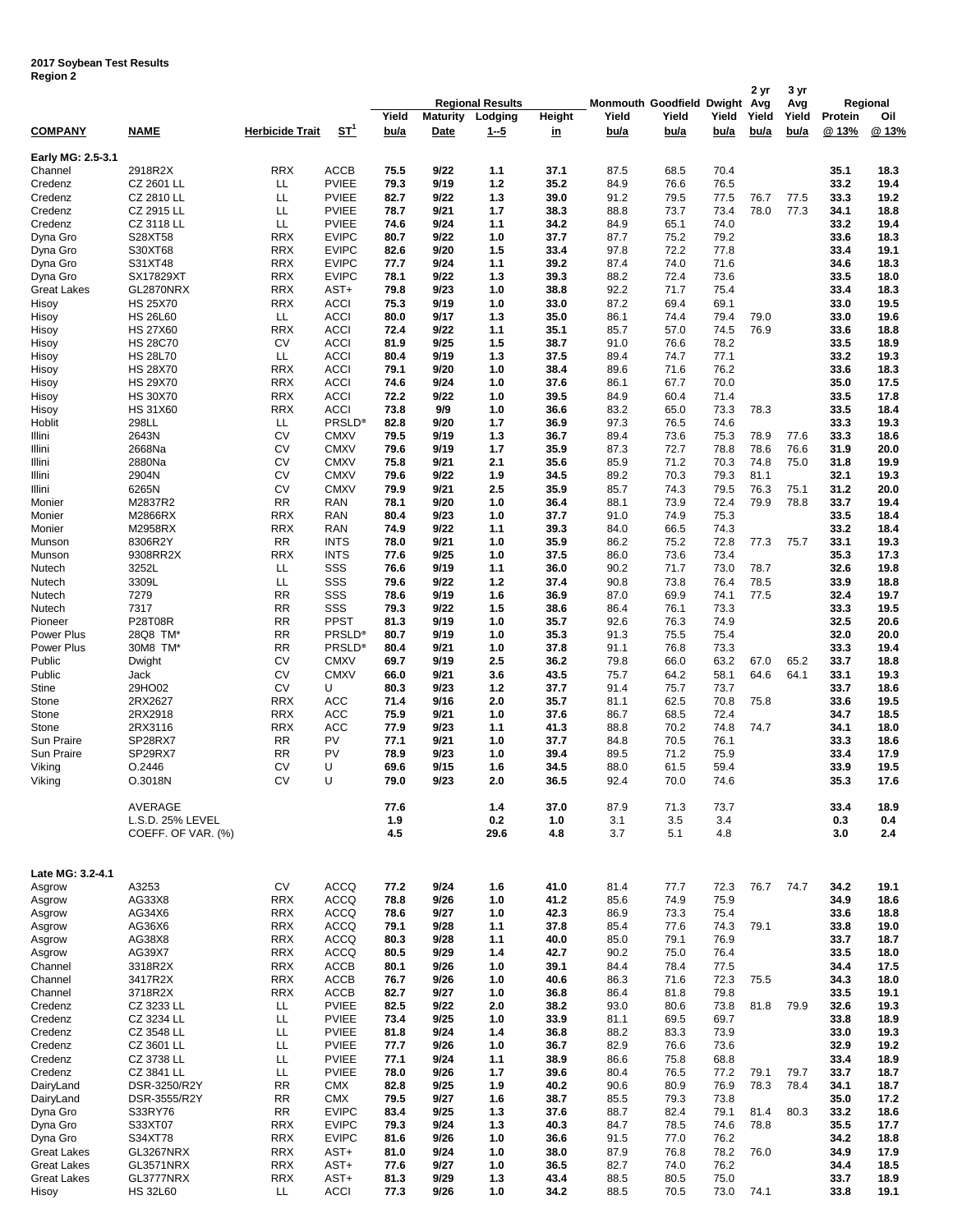**2017 Soybean Test Results**
**Region 2**

| COMPANY | NAME | Herbicide Trait | ST[1] | Regional Results Yield bu/a | Maturity Date | Lodging 1--5 | Height in | Monmouth Yield bu/a | Goodfield Yield bu/a | Dwight Yield bu/a | 2 yr Avg Yield bu/a | 3 yr Avg Yield bu/a | Regional Protein @ 13% | Oil @ 13% |
|---|---|---|---|---|---|---|---|---|---|---|---|---|---|---|
| **Early MG: 2.5-3.1** | | | | | | | | | | | | | | |
| Channel | 2918R2X | RRX | ACCB | 75.5 | 9/22 | 1.1 | 37.1 | 87.5 | 68.5 | 70.4 | | | 35.1 | 18.3 |
| Credenz | CZ 2601 LL | LL | PVIEE | 79.3 | 9/19 | 1.2 | 35.2 | 84.9 | 76.6 | 76.5 | | | 33.2 | 19.4 |
| Credenz | CZ 2810 LL | LL | PVIEE | 82.7 | 9/22 | 1.3 | 39.0 | 91.2 | 79.5 | 77.5 | 76.7 | 77.5 | 33.3 | 19.2 |
| Credenz | CZ 2915 LL | LL | PVIEE | 78.7 | 9/21 | 1.7 | 38.3 | 88.8 | 73.7 | 73.4 | 78.0 | 77.3 | 34.1 | 18.8 |
| Credenz | CZ 3118 LL | LL | PVIEE | 74.6 | 9/24 | 1.1 | 34.2 | 84.9 | 65.1 | 74.0 | | | 33.2 | 19.4 |
| Dyna Gro | S28XT58 | RRX | EVIPC | 80.7 | 9/22 | 1.0 | 37.7 | 87.7 | 75.2 | 79.2 | | | 33.6 | 18.3 |
| Dyna Gro | S30XT68 | RRX | EVIPC | 82.6 | 9/20 | 1.5 | 33.4 | 97.8 | 72.2 | 77.8 | | | 33.4 | 19.1 |
| Dyna Gro | S31XT48 | RRX | EVIPC | 77.7 | 9/24 | 1.1 | 39.2 | 87.4 | 74.0 | 71.6 | | | 34.6 | 18.3 |
| Dyna Gro | SX17829XT | RRX | EVIPC | 78.1 | 9/22 | 1.3 | 39.3 | 88.2 | 72.4 | 73.6 | | | 33.5 | 18.0 |
| Great Lakes | GL2870NRX | RRX | AST+ | 79.8 | 9/23 | 1.0 | 38.8 | 92.2 | 71.7 | 75.4 | | | 33.4 | 18.3 |
| Hisoy | HS 25X70 | RRX | ACCI | 75.3 | 9/19 | 1.0 | 33.0 | 87.2 | 69.4 | 69.1 | | | 33.0 | 19.5 |
| Hisoy | HS 26L60 | LL | ACCI | 80.0 | 9/17 | 1.3 | 35.0 | 86.1 | 74.4 | 79.4 | 79.0 | | 33.0 | 19.6 |
| Hisoy | HS 27X60 | RRX | ACCI | 72.4 | 9/22 | 1.1 | 35.1 | 85.7 | 57.0 | 74.5 | 76.9 | | 33.6 | 18.8 |
| Hisoy | HS 28C70 | CV | ACCI | 81.9 | 9/25 | 1.5 | 38.7 | 91.0 | 76.6 | 78.2 | | | 33.5 | 18.9 |
| Hisoy | HS 28L70 | LL | ACCI | 80.4 | 9/19 | 1.3 | 37.5 | 89.4 | 74.7 | 77.1 | | | 33.2 | 19.3 |
| Hisoy | HS 28X70 | RRX | ACCI | 79.1 | 9/20 | 1.0 | 38.4 | 89.6 | 71.6 | 76.2 | | | 33.6 | 18.3 |
| Hisoy | HS 29X70 | RRX | ACCI | 74.6 | 9/24 | 1.0 | 37.6 | 86.1 | 67.7 | 70.0 | | | 35.0 | 17.5 |
| Hisoy | HS 30X70 | RRX | ACCI | 72.2 | 9/22 | 1.0 | 39.5 | 84.9 | 60.4 | 71.4 | | | 33.5 | 17.8 |
| Hisoy | HS 31X60 | RRX | ACCI | 73.8 | 9/9 | 1.0 | 36.6 | 83.2 | 65.0 | 73.3 | 78.3 | | 33.5 | 18.4 |
| Hoblit | 298LL | LL | PRSLD® | 82.8 | 9/20 | 1.7 | 36.9 | 97.3 | 76.5 | 74.6 | | | 33.3 | 19.3 |
| Illini | 2643N | CV | CMXV | 79.5 | 9/19 | 1.3 | 36.7 | 89.4 | 73.6 | 75.3 | 78.9 | 77.6 | 33.3 | 18.6 |
| Illini | 2668Na | CV | CMXV | 79.6 | 9/19 | 1.7 | 35.9 | 87.3 | 72.7 | 78.8 | 78.6 | 76.6 | 31.9 | 20.0 |
| Illini | 2880Na | CV | CMXV | 75.8 | 9/21 | 2.1 | 35.6 | 85.9 | 71.2 | 70.3 | 74.8 | 75.0 | 31.8 | 19.9 |
| Illini | 2904N | CV | CMXV | 79.6 | 9/22 | 1.9 | 34.5 | 89.2 | 70.3 | 79.3 | 81.1 | | 32.1 | 19.3 |
| Illini | 6265N | CV | CMXV | 79.9 | 9/21 | 2.5 | 35.9 | 85.7 | 74.3 | 79.5 | 76.3 | 75.1 | 31.2 | 20.0 |
| Monier | M2837R2 | RR | RAN | 78.1 | 9/20 | 1.0 | 36.4 | 88.1 | 73.9 | 72.4 | 79.9 | 78.8 | 33.7 | 19.4 |
| Monier | M2866RX | RRX | RAN | 80.4 | 9/23 | 1.0 | 37.7 | 91.0 | 74.9 | 75.3 | | | 33.5 | 18.4 |
| Monier | M2958RX | RRX | RAN | 74.9 | 9/22 | 1.1 | 39.3 | 84.0 | 66.5 | 74.3 | | | 33.2 | 18.4 |
| Munson | 8306R2Y | RR | INTS | 78.0 | 9/21 | 1.0 | 35.9 | 86.2 | 75.2 | 72.8 | 77.3 | 75.7 | 33.1 | 19.3 |
| Munson | 9308RR2X | RRX | INTS | 77.6 | 9/25 | 1.0 | 37.5 | 86.0 | 73.6 | 73.4 | | | 35.3 | 17.3 |
| Nutech | 3252L | LL | SSS | 76.6 | 9/19 | 1.1 | 36.0 | 90.2 | 71.7 | 73.0 | 78.7 | | 32.6 | 19.8 |
| Nutech | 3309L | LL | SSS | 79.6 | 9/22 | 1.2 | 37.4 | 90.8 | 73.8 | 76.4 | 78.5 | | 33.9 | 18.8 |
| Nutech | 7279 | RR | SSS | 78.6 | 9/19 | 1.6 | 36.9 | 87.0 | 69.9 | 74.1 | 77.5 | | 32.4 | 19.7 |
| Nutech | 7317 | RR | SSS | 79.3 | 9/22 | 1.5 | 38.6 | 86.4 | 76.1 | 73.3 | | | 33.3 | 19.5 |
| Pioneer | P28T08R | RR | PPST | 81.3 | 9/19 | 1.0 | 35.7 | 92.6 | 76.3 | 74.9 | | | 32.5 | 20.6 |
| Power Plus | 28Q8 TM* | RR | PRSLD® | 80.7 | 9/19 | 1.0 | 35.3 | 91.3 | 75.5 | 75.4 | | | 32.0 | 20.0 |
| Power Plus | 30M8 TM* | RR | PRSLD® | 80.4 | 9/21 | 1.0 | 37.8 | 91.1 | 76.8 | 73.3 | | | 33.3 | 19.4 |
| Public | Dwight | CV | CMXV | 69.7 | 9/19 | 2.5 | 36.2 | 79.8 | 66.0 | 63.2 | 67.0 | 65.2 | 33.7 | 18.8 |
| Public | Jack | CV | CMXV | 66.0 | 9/21 | 3.6 | 43.5 | 75.7 | 64.2 | 58.1 | 64.6 | 64.1 | 33.1 | 19.3 |
| Stine | 29HO02 | CV | U | 80.3 | 9/23 | 1.2 | 37.7 | 91.4 | 75.7 | 73.7 | | | 33.7 | 18.6 |
| Stone | 2RX2627 | RRX | ACC | 71.4 | 9/16 | 2.0 | 35.7 | 81.1 | 62.5 | 70.8 | 75.8 | | 33.6 | 19.5 |
| Stone | 2RX2918 | RRX | ACC | 75.9 | 9/21 | 1.0 | 37.6 | 86.7 | 68.5 | 72.4 | | | 34.7 | 18.5 |
| Stone | 2RX3116 | RRX | ACC | 77.9 | 9/23 | 1.1 | 41.3 | 88.8 | 70.2 | 74.8 | 74.7 | | 34.1 | 18.0 |
| Sun Praire | SP28RX7 | RR | PV | 77.1 | 9/21 | 1.0 | 37.7 | 84.8 | 70.5 | 76.1 | | | 33.3 | 18.6 |
| Sun Praire | SP29RX7 | RR | PV | 78.9 | 9/23 | 1.0 | 39.4 | 89.5 | 71.2 | 75.9 | | | 33.4 | 17.9 |
| Viking | O.2446 | CV | U | 69.6 | 9/15 | 1.6 | 34.5 | 88.0 | 61.5 | 59.4 | | | 33.9 | 19.5 |
| Viking | O.3018N | CV | U | 79.0 | 9/23 | 2.0 | 36.5 | 92.4 | 70.0 | 74.6 | | | 35.3 | 17.6 |
| | AVERAGE | | | 77.6 | | 1.4 | 37.0 | 87.9 | 71.3 | 73.7 | | | 33.4 | 18.9 |
| | L.S.D. 25% LEVEL | | | 1.9 | | 0.2 | 1.0 | 3.1 | 3.5 | 3.4 | | | 0.3 | 0.4 |
| | COEFF. OF VAR. (%) | | | 4.5 | | 29.6 | 4.8 | 3.7 | 5.1 | 4.8 | | | 3.0 | 2.4 |
| **Late MG: 3.2-4.1** | | | | | | | | | | | | | | |
| Asgrow | A3253 | CV | ACCQ | 77.2 | 9/24 | 1.6 | 41.0 | 81.4 | 77.7 | 72.3 | 76.7 | 74.7 | 34.2 | 19.1 |
| Asgrow | AG33X8 | RRX | ACCQ | 78.8 | 9/26 | 1.0 | 41.2 | 85.6 | 74.9 | 75.9 | | | 34.9 | 18.6 |
| Asgrow | AG34X6 | RRX | ACCQ | 78.6 | 9/27 | 1.0 | 42.3 | 86.9 | 73.3 | 75.4 | | | 33.6 | 18.8 |
| Asgrow | AG36X6 | RRX | ACCQ | 79.1 | 9/28 | 1.1 | 37.8 | 85.4 | 77.6 | 74.3 | 79.1 | | 33.8 | 19.0 |
| Asgrow | AG38X8 | RRX | ACCQ | 80.3 | 9/28 | 1.1 | 40.0 | 85.0 | 79.1 | 76.9 | | | 33.7 | 18.7 |
| Asgrow | AG39X7 | RRX | ACCQ | 80.5 | 9/29 | 1.4 | 42.7 | 90.2 | 75.0 | 76.4 | | | 33.5 | 18.0 |
| Channel | 3318R2X | RRX | ACCB | 80.1 | 9/26 | 1.0 | 39.1 | 84.4 | 78.4 | 77.5 | | | 34.4 | 17.5 |
| Channel | 3417R2X | RRX | ACCB | 76.7 | 9/26 | 1.0 | 40.6 | 86.3 | 71.6 | 72.3 | 75.5 | | 34.3 | 18.0 |
| Channel | 3718R2X | RRX | ACCB | 82.7 | 9/27 | 1.0 | 36.8 | 86.4 | 81.8 | 79.8 | | | 33.5 | 19.1 |
| Credenz | CZ 3233 LL | LL | PVIEE | 82.5 | 9/22 | 2.0 | 38.2 | 93.0 | 80.6 | 73.8 | 81.8 | 79.9 | 32.6 | 19.3 |
| Credenz | CZ 3234 LL | LL | PVIEE | 73.4 | 9/25 | 1.0 | 33.9 | 81.1 | 69.5 | 69.7 | | | 33.8 | 18.9 |
| Credenz | CZ 3548 LL | LL | PVIEE | 81.8 | 9/24 | 1.4 | 36.8 | 88.2 | 83.3 | 73.9 | | | 33.0 | 19.3 |
| Credenz | CZ 3601 LL | LL | PVIEE | 77.7 | 9/26 | 1.0 | 36.7 | 82.9 | 76.6 | 73.6 | | | 32.9 | 19.2 |
| Credenz | CZ 3738 LL | LL | PVIEE | 77.1 | 9/24 | 1.1 | 38.9 | 86.6 | 75.8 | 68.8 | | | 33.4 | 18.9 |
| Credenz | CZ 3841 LL | LL | PVIEE | 78.0 | 9/26 | 1.7 | 39.6 | 80.4 | 76.5 | 77.2 | 79.1 | 79.7 | 33.7 | 18.7 |
| DairyLand | DSR-3250/R2Y | RR | CMX | 82.8 | 9/25 | 1.9 | 40.2 | 90.6 | 80.9 | 76.9 | 78.3 | 78.4 | 34.1 | 18.7 |
| DairyLand | DSR-3555/R2Y | RR | CMX | 79.5 | 9/27 | 1.6 | 38.7 | 85.5 | 79.3 | 73.8 | | | 35.0 | 17.2 |
| Dyna Gro | S33RY76 | RR | EVIPC | 83.4 | 9/25 | 1.3 | 37.6 | 88.7 | 82.4 | 79.1 | 81.4 | 80.3 | 33.2 | 18.6 |
| Dyna Gro | S33XT07 | RRX | EVIPC | 79.3 | 9/24 | 1.3 | 40.3 | 84.7 | 78.5 | 74.6 | 78.8 | | 35.5 | 17.7 |
| Dyna Gro | S34XT78 | RRX | EVIPC | 81.6 | 9/26 | 1.0 | 36.6 | 91.5 | 77.0 | 76.2 | | | 34.2 | 18.8 |
| Great Lakes | GL3267NRX | RRX | AST+ | 81.0 | 9/24 | 1.0 | 38.0 | 87.9 | 76.8 | 78.2 | 76.0 | | 34.9 | 17.9 |
| Great Lakes | GL3571NRX | RRX | AST+ | 77.6 | 9/27 | 1.0 | 36.5 | 82.7 | 74.0 | 76.2 | | | 34.4 | 18.5 |
| Great Lakes | GL3777NRX | RRX | AST+ | 81.3 | 9/29 | 1.3 | 43.4 | 88.5 | 80.5 | 75.0 | | | 33.7 | 18.9 |
| Hisoy | HS 32L60 | LL | ACCI | 77.3 | 9/26 | 1.0 | 34.2 | 88.5 | 70.5 | 73.0 | 74.1 | | 33.8 | 19.1 |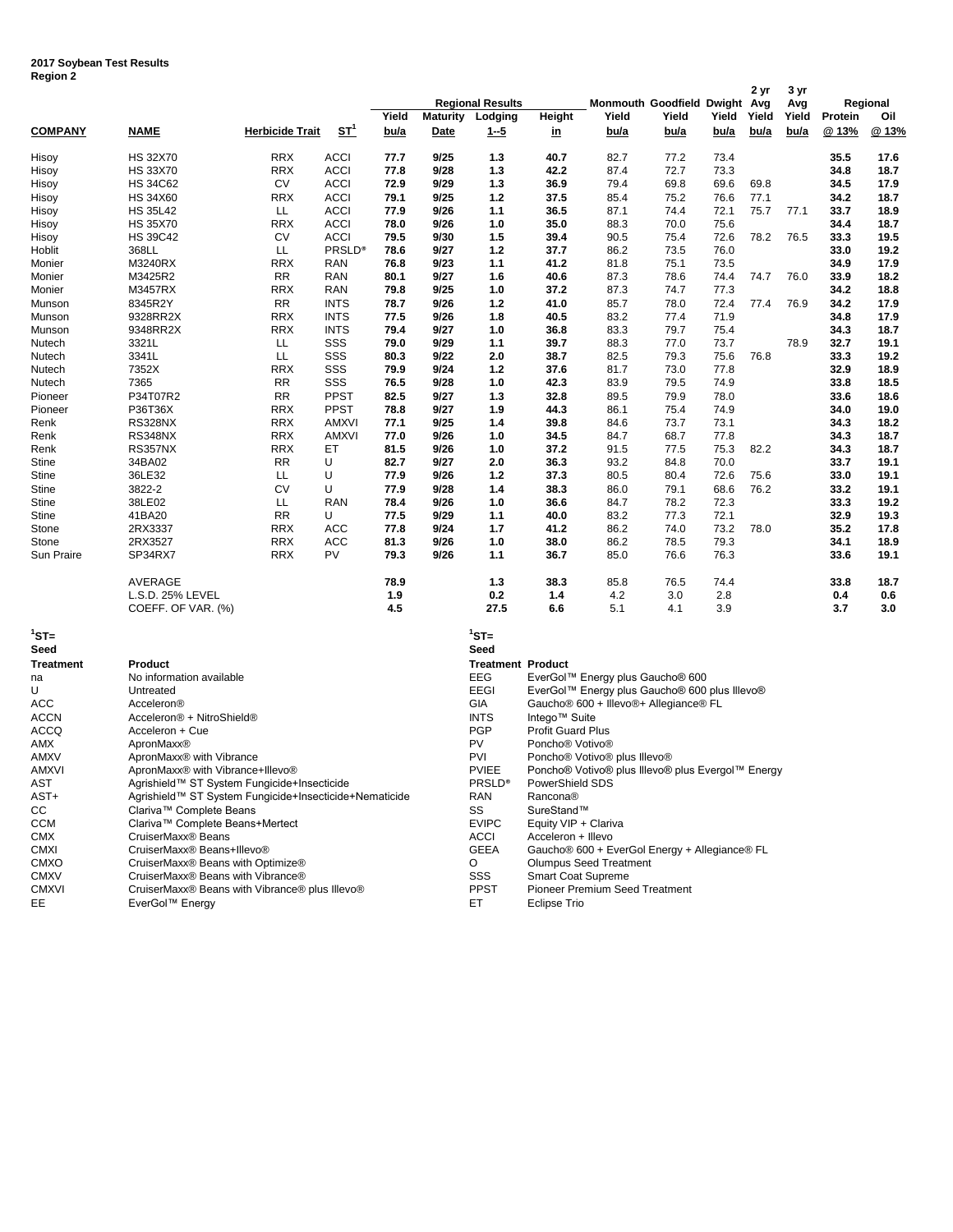**2017 Soybean Test Results**
**Region 2**

| | | | | Regional Results | | | | Monmouth | Goodfield | Dwight | 2 yr Avg | 3 yr Avg | Regional | |
|---|---|---|---|---|---|---|---|---|---|---|---|---|---|---|
| | | | | Yield | Maturity | Lodging | Height | Yield | Yield | Yield | Yield | Yield | Protein | Oil |
| **COMPANY** | **NAME** | **Herbicide Trait** | **ST[1]** | **bu/a** | **Date** | **1--5** | **in** | **bu/a** | **bu/a** | **bu/a** | **bu/a** | **bu/a** | **@ 13%** | **@ 13%** |
| Hisoy | HS 32X70 | RRX | ACCI | **77.7** | **9/25** | **1.3** | **40.7** | 82.7 | 77.2 | 73.4 | | | **35.5** | **17.6** |
| Hisoy | HS 33X70 | RRX | ACCI | **77.8** | **9/28** | **1.3** | **42.2** | 87.4 | 72.7 | 73.3 | | | **34.8** | **18.7** |
| Hisoy | HS 34C62 | CV | ACCI | **72.9** | **9/29** | **1.3** | **36.9** | 79.4 | 69.8 | 69.6 | 69.8 | | **34.5** | **17.9** |
| Hisoy | HS 34X60 | RRX | ACCI | **79.1** | **9/25** | **1.2** | **37.5** | 85.4 | 75.2 | 76.6 | 77.1 | | **34.2** | **18.7** |
| Hisoy | HS 35L42 | LL | ACCI | **77.9** | **9/26** | **1.1** | **36.5** | 87.1 | 74.4 | 72.1 | 75.7 | 77.1 | **33.7** | **18.9** |
| Hisoy | HS 35X70 | RRX | ACCI | **78.0** | **9/26** | **1.0** | **35.0** | 88.3 | 70.0 | 75.6 | | | **34.4** | **18.7** |
| Hisoy | HS 39C42 | CV | ACCI | **79.5** | **9/30** | **1.5** | **39.4** | 90.5 | 75.4 | 72.6 | 78.2 | 76.5 | **33.3** | **19.5** |
| Hoblit | 368LL | LL | PRSLD® | **78.6** | **9/27** | **1.2** | **37.7** | 86.2 | 73.5 | 76.0 | | | **33.0** | **19.2** |
| Monier | M3240RX | RRX | RAN | **76.8** | **9/23** | **1.1** | **41.2** | 81.8 | 75.1 | 73.5 | | | **34.9** | **17.9** |
| Monier | M3425R2 | RR | RAN | **80.1** | **9/27** | **1.6** | **40.6** | 87.3 | 78.6 | 74.4 | 74.7 | 76.0 | **33.9** | **18.2** |
| Monier | M3457RX | RRX | RAN | **79.8** | **9/25** | **1.0** | **37.2** | 87.3 | 74.7 | 77.3 | | | **34.2** | **18.8** |
| Munson | 8345R2Y | RR | INTS | **78.7** | **9/26** | **1.2** | **41.0** | 85.7 | 78.0 | 72.4 | 77.4 | 76.9 | **34.2** | **17.9** |
| Munson | 9328RR2X | RRX | INTS | **77.5** | **9/26** | **1.8** | **40.5** | 83.2 | 77.4 | 71.9 | | | **34.8** | **17.9** |
| Munson | 9348RR2X | RRX | INTS | **79.4** | **9/27** | **1.0** | **36.8** | 83.3 | 79.7 | 75.4 | | | **34.3** | **18.7** |
| Nutech | 3321L | LL | SSS | **79.0** | **9/29** | **1.1** | **39.7** | 88.3 | 77.0 | 73.7 | | 78.9 | **32.7** | **19.1** |
| Nutech | 3341L | LL | SSS | **80.3** | **9/22** | **2.0** | **38.7** | 82.5 | 79.3 | 75.6 | 76.8 | | **33.3** | **19.2** |
| Nutech | 7352X | RRX | SSS | **79.9** | **9/24** | **1.2** | **37.6** | 81.7 | 73.0 | 77.8 | | | **32.9** | **18.9** |
| Nutech | 7365 | RR | SSS | **76.5** | **9/28** | **1.0** | **42.3** | 83.9 | 79.5 | 74.9 | | | **33.8** | **18.5** |
| Pioneer | P34T07R2 | RR | PPST | **82.5** | **9/27** | **1.3** | **32.8** | 89.5 | 79.9 | 78.0 | | | **33.6** | **18.6** |
| Pioneer | P36T36X | RRX | PPST | **78.8** | **9/27** | **1.9** | **44.3** | 86.1 | 75.4 | 74.9 | | | **34.0** | **19.0** |
| Renk | RS328NX | RRX | AMXVI | **77.1** | **9/25** | **1.4** | **39.8** | 84.6 | 73.7 | 73.1 | | | **34.3** | **18.2** |
| Renk | RS348NX | RRX | AMXVI | **77.0** | **9/26** | **1.0** | **34.5** | 84.7 | 68.7 | 77.8 | | | **34.3** | **18.7** |
| Renk | RS357NX | RRX | ET | **81.5** | **9/26** | **1.0** | **37.2** | 91.5 | 77.5 | 75.3 | 82.2 | | **34.3** | **18.7** |
| Stine | 34BA02 | RR | U | **82.7** | **9/27** | **2.0** | **36.3** | 93.2 | 84.8 | 70.0 | | | **33.7** | **19.1** |
| Stine | 36LE32 | LL | U | **77.9** | **9/26** | **1.2** | **37.3** | 80.5 | 80.4 | 72.6 | 75.6 | | **33.0** | **19.1** |
| Stine | 3822-2 | CV | U | **77.9** | **9/28** | **1.4** | **38.3** | 86.0 | 79.1 | 68.6 | 76.2 | | **33.2** | **19.1** |
| Stine | 38LE02 | LL | RAN | **78.4** | **9/26** | **1.0** | **36.6** | 84.7 | 78.2 | 72.3 | | | **33.3** | **19.2** |
| Stine | 41BA20 | RR | U | **77.5** | **9/29** | **1.1** | **40.0** | 83.2 | 77.3 | 72.1 | | | **32.9** | **19.3** |
| Stone | 2RX3337 | RRX | ACC | **77.8** | **9/24** | **1.7** | **41.2** | 86.2 | 74.0 | 73.2 | 78.0 | | **35.2** | **17.8** |
| Stone | 2RX3527 | RRX | ACC | **81.3** | **9/26** | **1.0** | **38.0** | 86.2 | 78.5 | 79.3 | | | **34.1** | **18.9** |
| Sun Praire | SP34RX7 | RRX | PV | **79.3** | **9/26** | **1.1** | **36.7** | 85.0 | 76.6 | 76.3 | | | **33.6** | **19.1** |
| | AVERAGE | | | **78.9** | | **1.3** | **38.3** | 85.8 | 76.5 | 74.4 | | | **33.8** | **18.7** |
| | L.S.D. 25% LEVEL | | | **1.9** | | **0.2** | **1.4** | 4.2 | 3.0 | 2.8 | | | **0.4** | **0.6** |
| | COEFF. OF VAR. (%) | | | **4.5** | | **27.5** | **6.6** | 5.1 | 4.1 | 3.9 | | | **3.7** | **3.0** |

| **[1]ST= Seed Treatment** | **Product** | **[1]ST= Seed Treatment** | **Product** |
|---|---|---|---|
| na | No information available | EEG | EverGol™ Energy plus Gaucho® 600 |
| U | Untreated | EEGI | EverGol™ Energy plus Gaucho® 600 plus Illevo® |
| ACC | Acceleron® | GIA | Gaucho® 600 + Illevo®+ Allegiance® FL |
| ACCN | Acceleron® + NitroShield® | INTS | Intego™ Suite |
| ACCQ | Acceleron + Cue | PGP | Profit Guard Plus |
| AMX | ApronMaxx® | PV | Poncho® Votivo® |
| AMXV | ApronMaxx® with Vibrance | PVI | Poncho® Votivo® plus Illevo® |
| AMXVI | ApronMaxx® with Vibrance+Illevo® | PVIEE | Poncho® Votivo® plus Illevo® plus Evergol™ Energy |
| AST | Agrishield™ ST System Fungicide+Insecticide | PRSLD® | PowerShield SDS |
| AST+ | Agrishield™ ST System Fungicide+Insecticide+Nematicide | RAN | Rancona® |
| CC | Clariva™ Complete Beans | SS | SureStand™ |
| CCM | Clariva™ Complete Beans+Mertect | EVIPC | Equity VIP + Clariva |
| CMX | CruiserMaxx® Beans | ACCI | Acceleron + Illevo |
| CMXI | CruiserMaxx® Beans+Illevo® | GEEA | Gaucho® 600 + EverGol Energy + Allegiance® FL |
| CMXO | CruiserMaxx® Beans with Optimize® | O | Olumpus Seed Treatment |
| CMXV | CruiserMaxx® Beans with Vibrance® | SSS | Smart Coat Supreme |
| CMXVI | CruiserMaxx® Beans with Vibrance® plus Illevo® | PPST | Pioneer Premium Seed Treatment |
| EE | EverGol™ Energy | ET | Eclipse Trio |